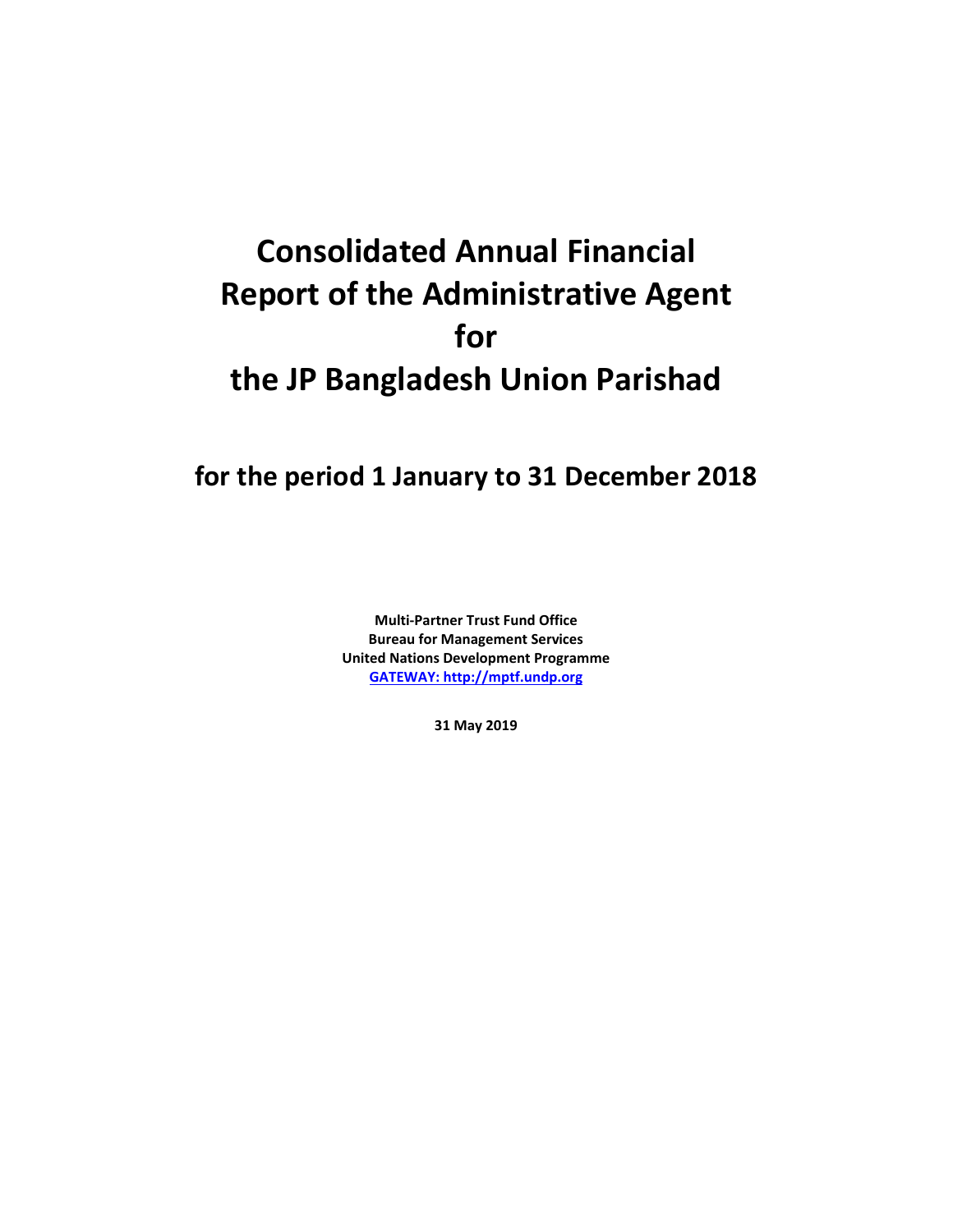# Consolidated Annual Financial Report of the Administrative Agent for the JP Bangladesh Union Parishad

## for the period 1 January to 31 December 2018

**Multi-Partner Trust Fund Office**
**Bureau for Management Services**
**United Nations Development Programme**
**GATEWAY: http://mptf.undp.org**

**31 May 2019**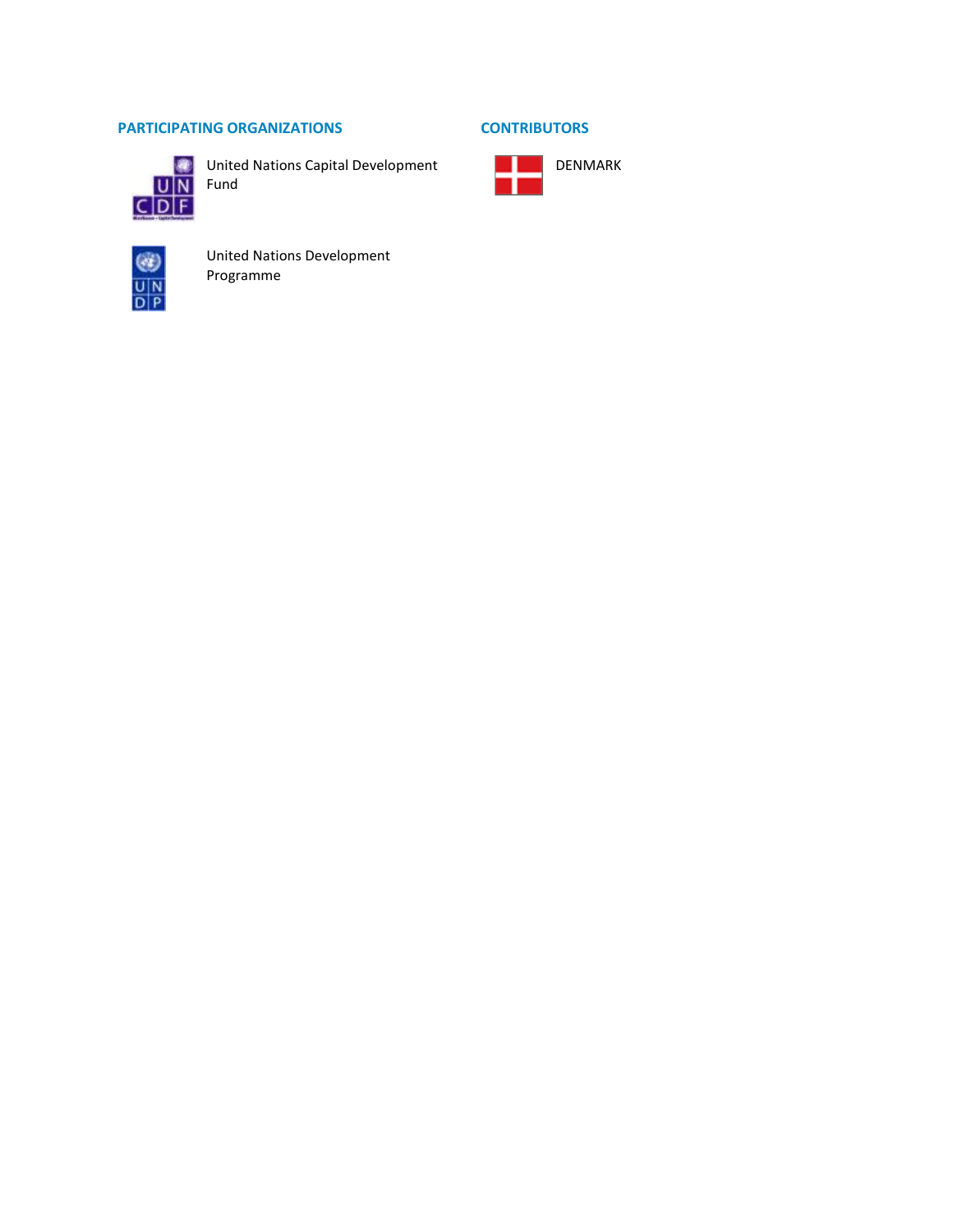## PARTICIPATING ORGANIZATIONS

United Nations Capital Development Fund

United Nations Development Programme

## CONTRIBUTORS

DENMARK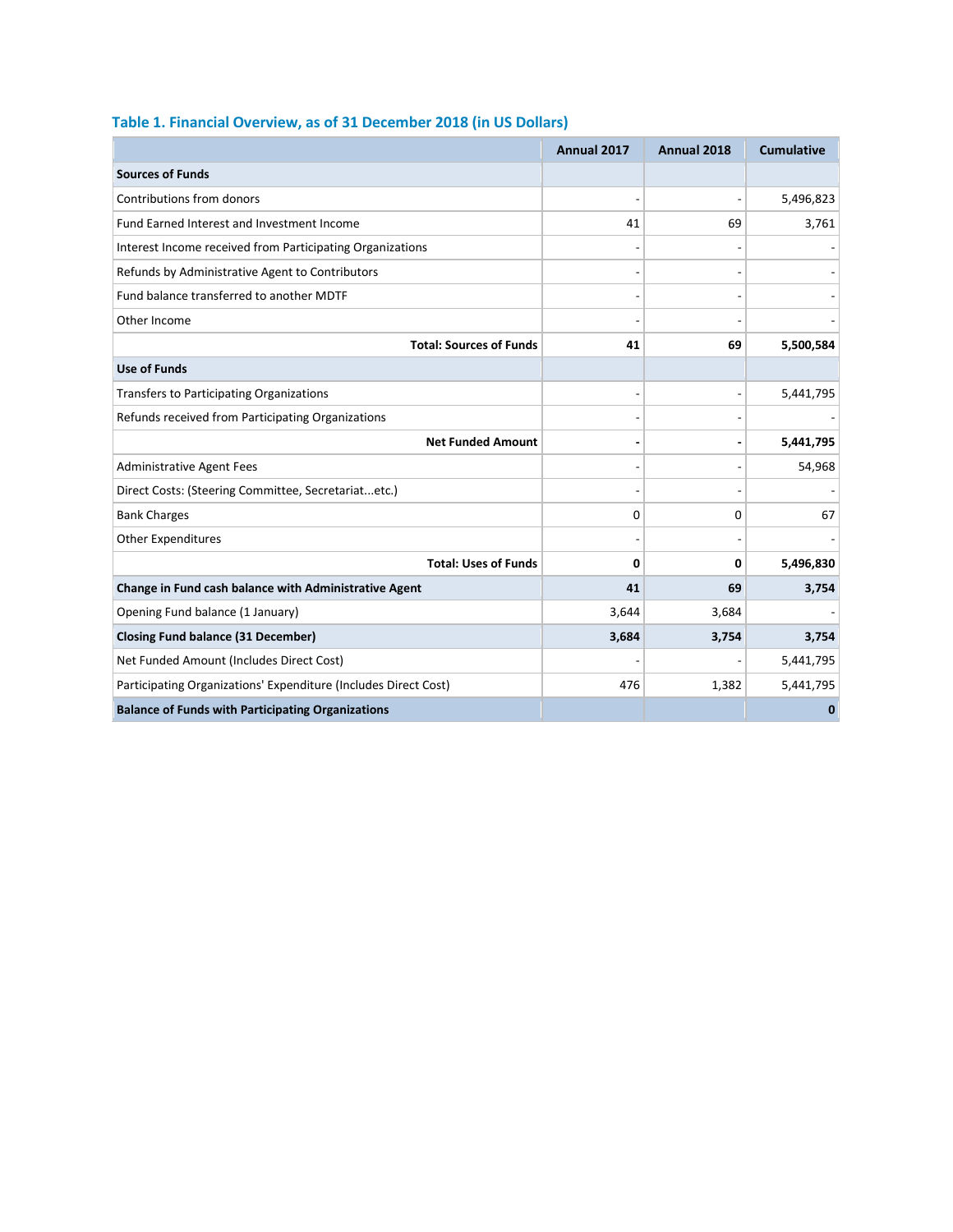### Table 1. Financial Overview, as of 31 December 2018 (in US Dollars)

| | Annual 2017 | Annual 2018 | Cumulative |
|---|---|---|---|
| **Sources of Funds** | | | |
| Contributions from donors | - | - | 5,496,823 |
| Fund Earned Interest and Investment Income | 41 | 69 | 3,761 |
| Interest Income received from Participating Organizations | - | - | - |
| Refunds by Administrative Agent to Contributors | - | - | - |
| Fund balance transferred to another MDTF | - | - | - |
| Other Income | - | - | - |
| **Total: Sources of Funds** | **41** | **69** | **5,500,584** |
| **Use of Funds** | | | |
| Transfers to Participating Organizations | - | - | 5,441,795 |
| Refunds received from Participating Organizations | - | - | - |
| **Net Funded Amount** | **-** | **-** | **5,441,795** |
| Administrative Agent Fees | - | - | 54,968 |
| Direct Costs: (Steering Committee, Secretariat...etc.) | - | - | - |
| Bank Charges | 0 | 0 | 67 |
| Other Expenditures | - | - | - |
| **Total: Uses of Funds** | **0** | **0** | **5,496,830** |
| **Change in Fund cash balance with Administrative Agent** | **41** | **69** | **3,754** |
| Opening Fund balance (1 January) | 3,644 | 3,684 | - |
| **Closing Fund balance (31 December)** | **3,684** | **3,754** | **3,754** |
| Net Funded Amount (Includes Direct Cost) | - | - | 5,441,795 |
| Participating Organizations' Expenditure (Includes Direct Cost) | 476 | 1,382 | 5,441,795 |
| **Balance of Funds with Participating Organizations** | | | **0** |